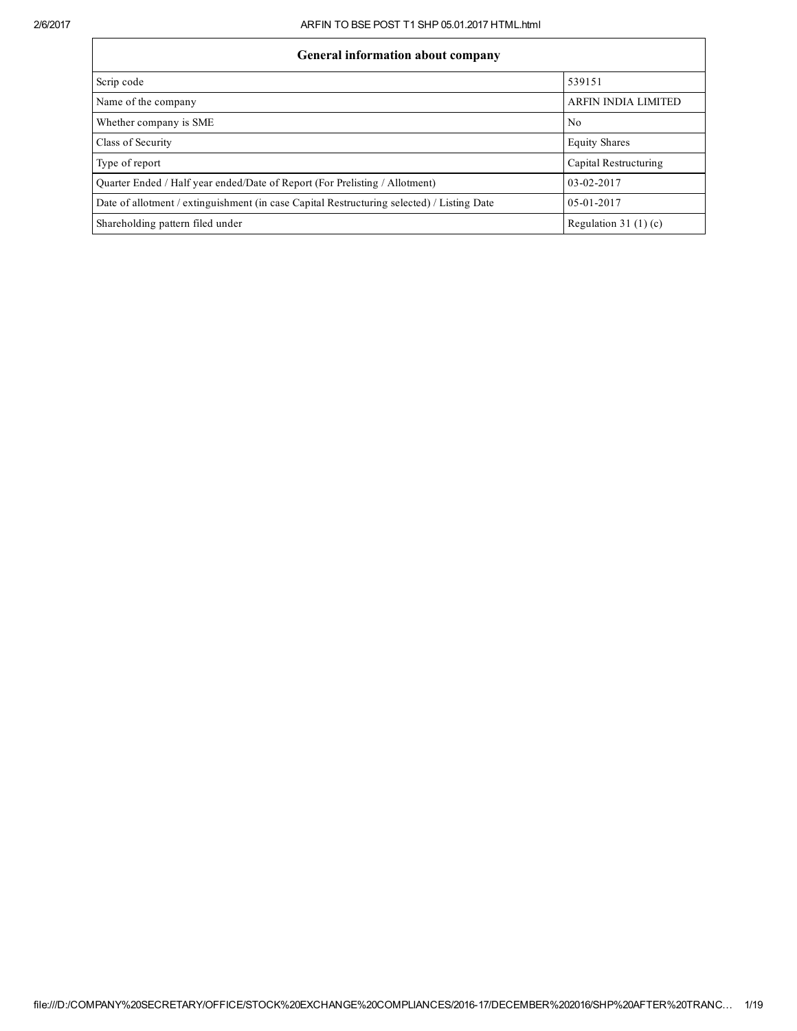| General information about company | |
| --- | --- |
| Scrip code | 539151 |
| Name of the company | ARFIN INDIA LIMITED |
| Whether company is SME | No |
| Class of Security | Equity Shares |
| Type of report | Capital Restructuring |
| Quarter Ended / Half year ended/Date of Report (For Prelisting / Allotment) | 03-02-2017 |
| Date of allotment / extinguishment (in case Capital Restructuring selected) / Listing Date | 05-01-2017 |
| Shareholding pattern filed under | Regulation 31 (1) (c) |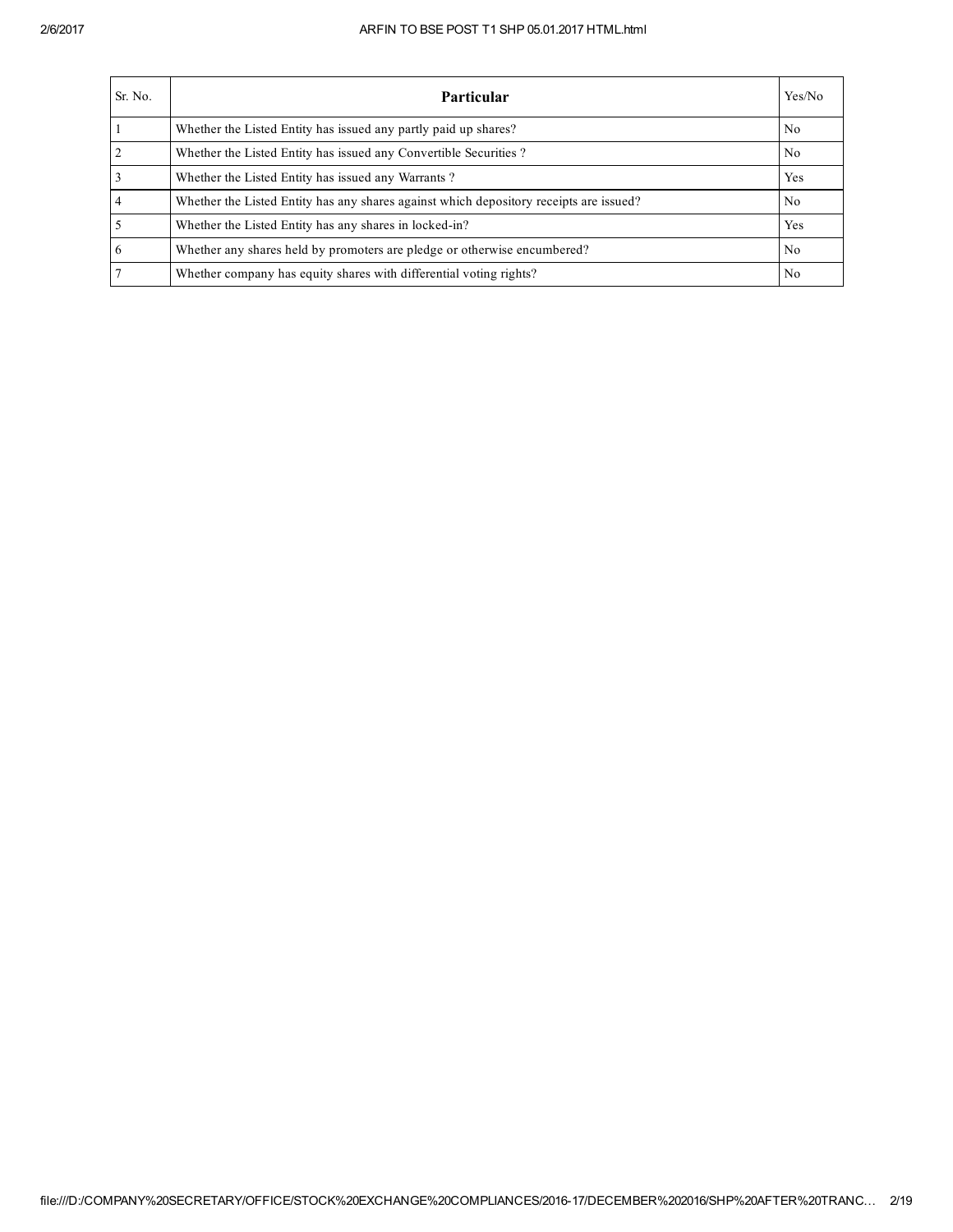| Sr. No. | Particular | Yes/No |
| --- | --- | --- |
| 1 | Whether the Listed Entity has issued any partly paid up shares? | No |
| 2 | Whether the Listed Entity has issued any Convertible Securities ? | No |
| 3 | Whether the Listed Entity has issued any Warrants ? | Yes |
| 4 | Whether the Listed Entity has any shares against which depository receipts are issued? | No |
| 5 | Whether the Listed Entity has any shares in locked-in? | Yes |
| 6 | Whether any shares held by promoters are pledge or otherwise encumbered? | No |
| 7 | Whether company has equity shares with differential voting rights? | No |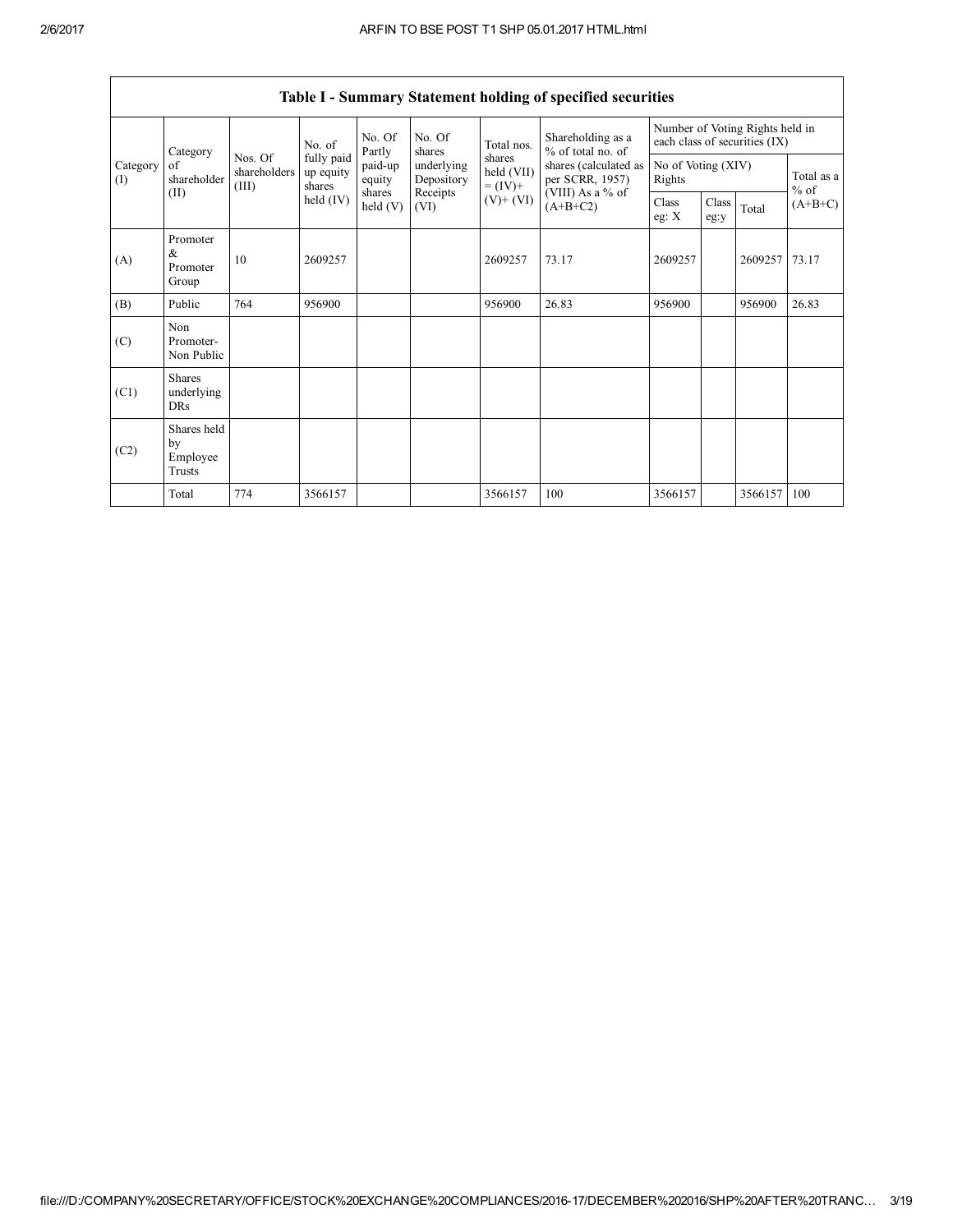| Table I - Summary Statement holding of specified securities | | | | | | | | | | | | |
|---|---|---|---|---|---|---|---|---|---|---|---|---|
| Category (I) | Category of shareholder (II) | Nos. Of shareholders (III) | No. of fully paid up equity shares held (IV) | No. Of Partly paid-up equity shares held (V) | No. Of shares underlying Depository Receipts (VI) | Total nos. shares held (VII) = (IV)+ (V)+ (VI) | Shareholding as a % of total no. of shares (calculated as per SCRR, 1957) (VIII) As a % of (A+B+C2) | Number of Voting Rights held in each class of securities (IX) | | | |
| | | | | | | | | No of Voting (XIV) Rights | | | Total as a % of (A+B+C) |
| | | | | | | | | Class eg: X | Class eg:y | Total | |
| (A) | Promoter & Promoter Group | 10 | 2609257 | | | 2609257 | 73.17 | 2609257 | | 2609257 | 73.17 |
| (B) | Public | 764 | 956900 | | | 956900 | 26.83 | 956900 | | 956900 | 26.83 |
| (C) | Non Promoter- Non Public | | | | | | | | | | |
| (C1) | Shares underlying DRs | | | | | | | | | | |
| (C2) | Shares held by Employee Trusts | | | | | | | | | | |
| | Total | 774 | 3566157 | | | 3566157 | 100 | 3566157 | | 3566157 | 100 |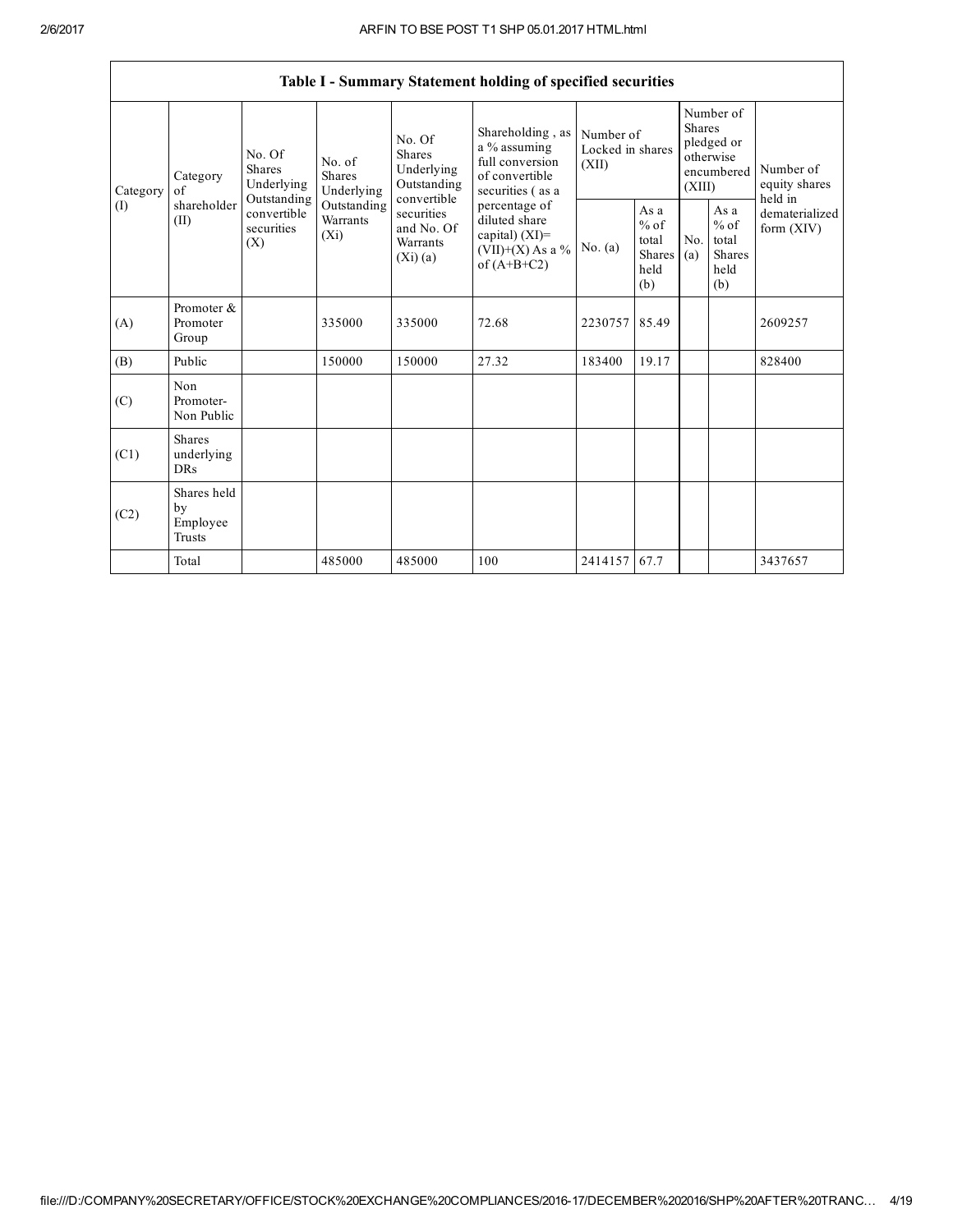| Table I - Summary Statement holding of specified securities | | | | | | | | | | | |
|---|---|---|---|---|---|---|---|---|---|---|---|
| Category (I) | Category of shareholder (II) | No. Of Shares Underlying Outstanding convertible securities (X) | No. of Shares Underlying Outstanding Warrants (Xi) | No. Of Shares Underlying Outstanding convertible securities and No. Of Warrants (Xi) (a) | Shareholding , as a % assuming full conversion of convertible securities ( as a percentage of diluted share capital) (XI)= (VII)+(X) As a % of (A+B+C2) | Number of Locked in shares (XII) | | Number of Shares pledged or otherwise encumbered (XIII) | | Number of equity shares held in dematerialized form (XIV) |
| | | | | | | No. (a) | As a % of total Shares held (b) | No. (a) | As a % of total Shares held (b) | |
| (A) | Promoter & Promoter Group | | 335000 | 335000 | 72.68 | 2230757 | 85.49 | | | 2609257 |
| (B) | Public | | 150000 | 150000 | 27.32 | 183400 | 19.17 | | | 828400 |
| (C) | Non Promoter- Non Public | | | | | | | | | |
| (C1) | Shares underlying DRs | | | | | | | | | |
| (C2) | Shares held by Employee Trusts | | | | | | | | | |
| | Total | | 485000 | 485000 | 100 | 2414157 | 67.7 | | | 3437657 |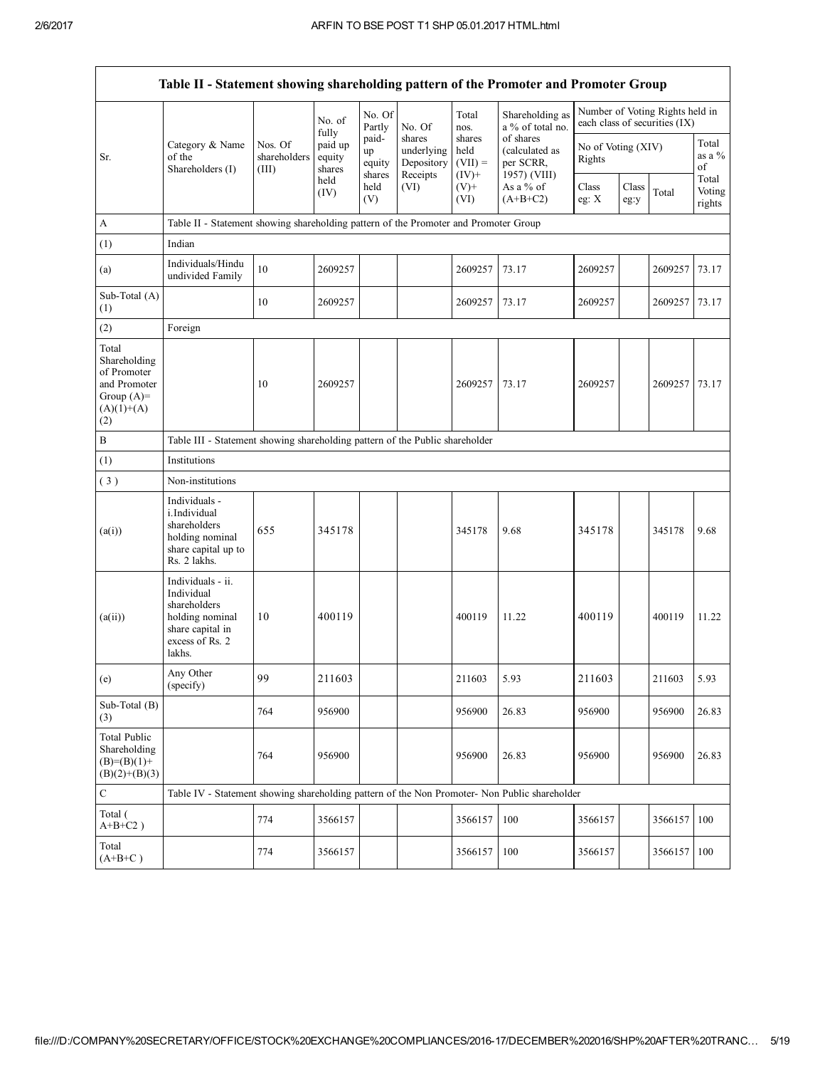| Table II - Statement showing shareholding pattern of the Promoter and Promoter Group | | | | | | | | | | | |
|---|---|---|---|---|---|---|---|---|---|---|---|
| Sr. | Category & Name of the Shareholders (I) | Nos. Of shareholders (III) | No. of fully paid up equity shares held (IV) | No. Of Partly paid-up equity shares held (V) | No. Of shares underlying Depository Receipts (VI) | Total nos. shares held (VII) = (IV)+ (V)+ (VI) | Shareholding as a % of total no. of shares (calculated as per SCRR, 1957) (VIII) As a % of (A+B+C2) | Number of Voting Rights held in each class of securities (IX) | | | |
| | | | | | | | | No of Voting (XIV) Rights | | | Total as a % of Total Voting rights |
| | | | | | | | | Class eg: X | Class eg:y | Total | |
| A | Table II - Statement showing shareholding pattern of the Promoter and Promoter Group | | | | | | | | | | |
| (1) | Indian | | | | | | | | | | |
| (a) | Individuals/Hindu undivided Family | 10 | 2609257 | | | 2609257 | 73.17 | 2609257 | | 2609257 | 73.17 |
| Sub-Total (A) (1) | | 10 | 2609257 | | | 2609257 | 73.17 | 2609257 | | 2609257 | 73.17 |
| (2) | Foreign | | | | | | | | | | |
| Total Shareholding of Promoter and Promoter Group (A)= (A)(1)+(A)(2) | | 10 | 2609257 | | | 2609257 | 73.17 | 2609257 | | 2609257 | 73.17 |
| B | Table III - Statement showing shareholding pattern of the Public shareholder | | | | | | | | | | |
| (1) | Institutions | | | | | | | | | | |
| (3) | Non-institutions | | | | | | | | | | |
| (a(i)) | Individuals - i.Individual shareholders holding nominal share capital up to Rs. 2 lakhs. | 655 | 345178 | | | 345178 | 9.68 | 345178 | | 345178 | 9.68 |
| (a(ii)) | Individuals - ii. Individual shareholders holding nominal share capital in excess of Rs. 2 lakhs. | 10 | 400119 | | | 400119 | 11.22 | 400119 | | 400119 | 11.22 |
| (e) | Any Other (specify) | 99 | 211603 | | | 211603 | 5.93 | 211603 | | 211603 | 5.93 |
| Sub-Total (B) (3) | | 764 | 956900 | | | 956900 | 26.83 | 956900 | | 956900 | 26.83 |
| Total Public Shareholding (B)=(B)(1)+(B)(2)+(B)(3) | | 764 | 956900 | | | 956900 | 26.83 | 956900 | | 956900 | 26.83 |
| C | Table IV - Statement showing shareholding pattern of the Non Promoter- Non Public shareholder | | | | | | | | | | |
| Total ( A+B+C2 ) | | 774 | 3566157 | | | 3566157 | 100 | 3566157 | | 3566157 | 100 |
| Total (A+B+C ) | | 774 | 3566157 | | | 3566157 | 100 | 3566157 | | 3566157 | 100 |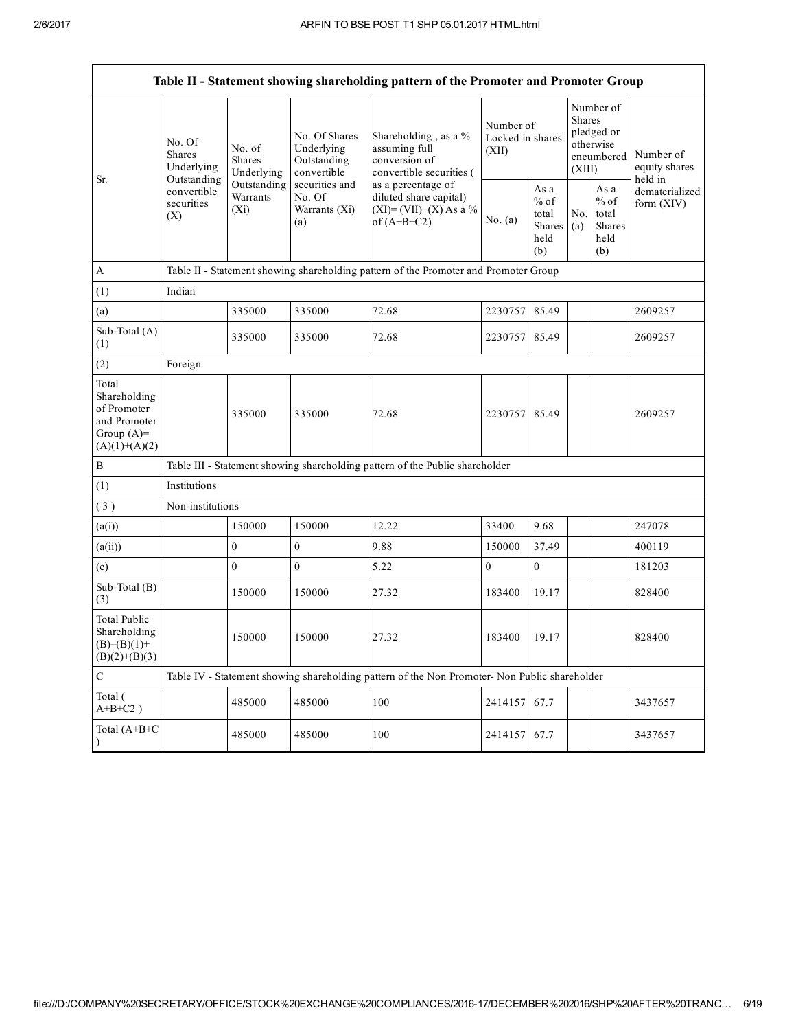| Table II - Statement showing shareholding pattern of the Promoter and Promoter Group | | | | | | | | | |
|---|---|---|---|---|---|---|---|---|---|
| Sr. | No. Of Shares Underlying Outstanding convertible securities (X) | No. of Shares Underlying Outstanding Warrants (Xi) | No. Of Shares Underlying Outstanding convertible securities and No. Of Warrants (Xi) (a) | Shareholding , as a % assuming full conversion of convertible securities ( as a percentage of diluted share capital) (XI)= (VII)+(X) As a % of (A+B+C2) | Number of Locked in shares (XII) | | Number of Shares pledged or otherwise encumbered (XIII) | | Number of equity shares held in dematerialized form (XIV) |
| | | | | | No. (a) | As a % of total Shares held (b) | No. (a) | As a % of total Shares held (b) | |
| A | Table II - Statement showing shareholding pattern of the Promoter and Promoter Group | | | | | | | | |
| (1) | Indian | | | | | | | | |
| (a) | | 335000 | 335000 | 72.68 | 2230757 | 85.49 | | | 2609257 |
| Sub-Total (A) (1) | | 335000 | 335000 | 72.68 | 2230757 | 85.49 | | | 2609257 |
| (2) | Foreign | | | | | | | | |
| Total Shareholding of Promoter and Promoter Group (A)= (A)(1)+(A)(2) | | 335000 | 335000 | 72.68 | 2230757 | 85.49 | | | 2609257 |
| B | Table III - Statement showing shareholding pattern of the Public shareholder | | | | | | | | |
| (1) | Institutions | | | | | | | | |
| ( 3 ) | Non-institutions | | | | | | | | |
| (a(i)) | | 150000 | 150000 | 12.22 | 33400 | 9.68 | | | 247078 |
| (a(ii)) | | 0 | 0 | 9.88 | 150000 | 37.49 | | | 400119 |
| (e) | | 0 | 0 | 5.22 | 0 | 0 | | | 181203 |
| Sub-Total (B) (3) | | 150000 | 150000 | 27.32 | 183400 | 19.17 | | | 828400 |
| Total Public Shareholding (B)=(B)(1)+ (B)(2)+(B)(3) | | 150000 | 150000 | 27.32 | 183400 | 19.17 | | | 828400 |
| C | Table IV - Statement showing shareholding pattern of the Non Promoter- Non Public shareholder | | | | | | | | |
| Total ( A+B+C2 ) | | 485000 | 485000 | 100 | 2414157 | 67.7 | | | 3437657 |
| Total (A+B+C ) | | 485000 | 485000 | 100 | 2414157 | 67.7 | | | 3437657 |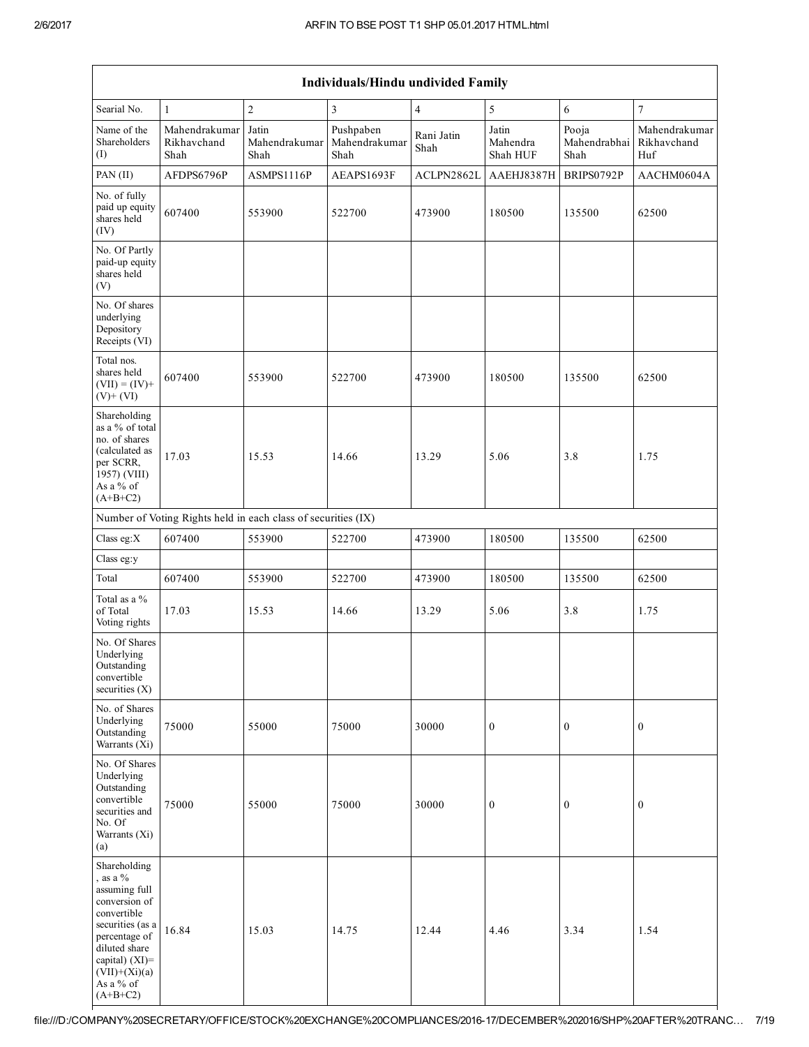| Individuals/Hindu undivided Family | | | | | | | |
|---|---|---|---|---|---|---|---|
| Searial No. | 1 | 2 | 3 | 4 | 5 | 6 | 7 |
| Name of the Shareholders (I) | Mahendrakumar Rikhavchand Shah | Jatin Mahendrakumar Shah | Pushpaben Mahendrakumar Shah | Rani Jatin Shah | Jatin Mahendra Shah HUF | Pooja Mahendrabhai Shah | Mahendrakumar Rikhavchand Huf |
| PAN (II) | AFDPS6796P | ASMPS1116P | AEAPS1693F | ACLPN2862L | AAEHJ8387H | BRIPS0792P | AACHM0604A |
| No. of fully paid up equity shares held (IV) | 607400 | 553900 | 522700 | 473900 | 180500 | 135500 | 62500 |
| No. Of Partly paid-up equity shares held (V) | | | | | | | |
| No. Of shares underlying Depository Receipts (VI) | | | | | | | |
| Total nos. shares held (VII) = (IV)+ (V)+ (VI) | 607400 | 553900 | 522700 | 473900 | 180500 | 135500 | 62500 |
| Shareholding as a % of total no. of shares (calculated as per SCRR, 1957) (VIII) As a % of (A+B+C2) | 17.03 | 15.53 | 14.66 | 13.29 | 5.06 | 3.8 | 1.75 |
| Number of Voting Rights held in each class of securities (IX) | | | | | | | |
| Class eg:X | 607400 | 553900 | 522700 | 473900 | 180500 | 135500 | 62500 |
| Class eg:y | | | | | | | |
| Total | 607400 | 553900 | 522700 | 473900 | 180500 | 135500 | 62500 |
| Total as a % of Total Voting rights | 17.03 | 15.53 | 14.66 | 13.29 | 5.06 | 3.8 | 1.75 |
| No. Of Shares Underlying Outstanding convertible securities (X) | | | | | | | |
| No. of Shares Underlying Outstanding Warrants (Xi) | 75000 | 55000 | 75000 | 30000 | 0 | 0 | 0 |
| No. Of Shares Underlying Outstanding convertible securities and No. Of Warrants (Xi) (a) | 75000 | 55000 | 75000 | 30000 | 0 | 0 | 0 |
| Shareholding , as a % assuming full conversion of convertible securities (as a percentage of diluted share capital) (XI)= (VII)+(Xi)(a) As a % of (A+B+C2) | 16.84 | 15.03 | 14.75 | 12.44 | 4.46 | 3.34 | 1.54 |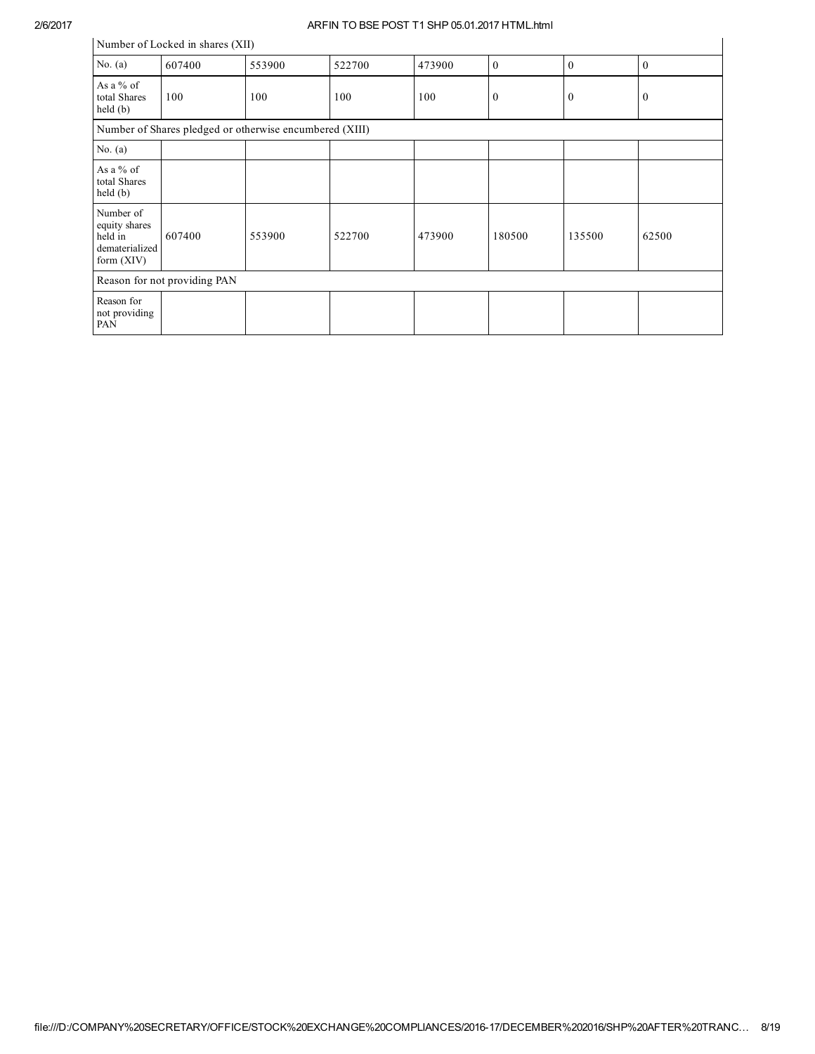| Number of Locked in shares (XII) | | | | | | | |
|---|---|---|---|---|---|---|---|
| No. (a) | 607400 | 553900 | 522700 | 473900 | 0 | 0 | 0 |
| As a % of total Shares held (b) | 100 | 100 | 100 | 100 | 0 | 0 | 0 |
| Number of Shares pledged or otherwise encumbered (XIII) | | | | | | | |
| No. (a) | | | | | | | |
| As a % of total Shares held (b) | | | | | | | |
| Number of equity shares held in dematerialized form (XIV) | 607400 | 553900 | 522700 | 473900 | 180500 | 135500 | 62500 |
| Reason for not providing PAN | | | | | | | |
| Reason for not providing PAN | | | | | | | |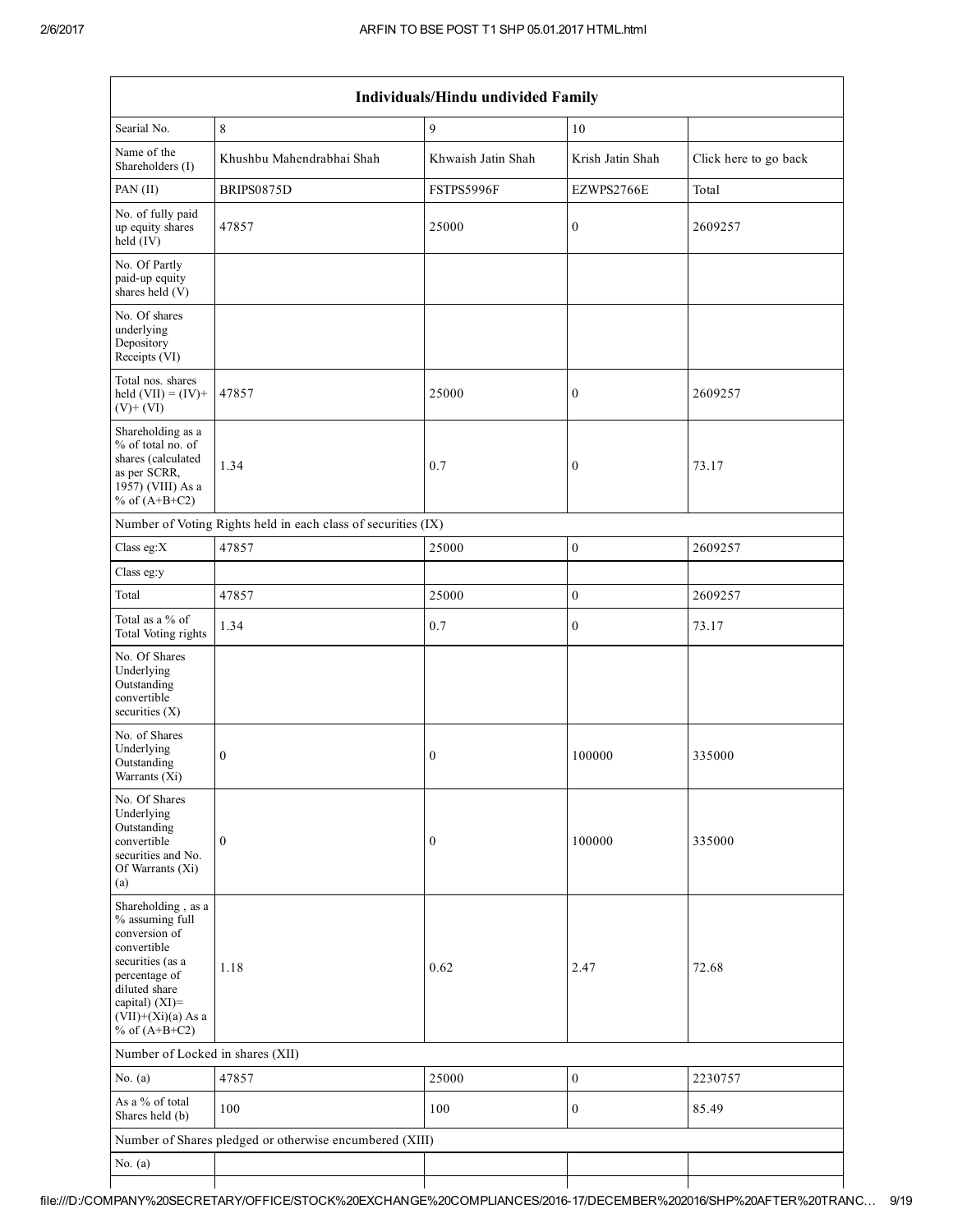| Individuals/Hindu undivided Family | | | | |
|---|---|---|---|---|
| Searial No. | 8 | 9 | 10 | |
| Name of the Shareholders (I) | Khushbu Mahendrabhai Shah | Khwaish Jatin Shah | Krish Jatin Shah | Click here to go back |
| PAN (II) | BRIPS0875D | FSTPS5996F | EZWPS2766E | Total |
| No. of fully paid up equity shares held (IV) | 47857 | 25000 | 0 | 2609257 |
| No. Of Partly paid-up equity shares held (V) | | | | |
| No. Of shares underlying Depository Receipts (VI) | | | | |
| Total nos. shares held (VII) = (IV)+ (V)+ (VI) | 47857 | 25000 | 0 | 2609257 |
| Shareholding as a % of total no. of shares (calculated as per SCRR, 1957) (VIII) As a % of (A+B+C2) | 1.34 | 0.7 | 0 | 73.17 |
| Number of Voting Rights held in each class of securities (IX) | | | | |
| Class eg:X | 47857 | 25000 | 0 | 2609257 |
| Class eg:y | | | | |
| Total | 47857 | 25000 | 0 | 2609257 |
| Total as a % of Total Voting rights | 1.34 | 0.7 | 0 | 73.17 |
| No. Of Shares Underlying Outstanding convertible securities (X) | | | | |
| No. of Shares Underlying Outstanding Warrants (Xi) | 0 | 0 | 100000 | 335000 |
| No. Of Shares Underlying Outstanding convertible securities and No. Of Warrants (Xi) (a) | 0 | 0 | 100000 | 335000 |
| Shareholding , as a % assuming full conversion of convertible securities (as a percentage of diluted share capital) (XI)= (VII)+(Xi)(a) As a % of (A+B+C2) | 1.18 | 0.62 | 2.47 | 72.68 |
| Number of Locked in shares (XII) | | | | |
| No. (a) | 47857 | 25000 | 0 | 2230757 |
| As a % of total Shares held (b) | 100 | 100 | 0 | 85.49 |
| Number of Shares pledged or otherwise encumbered (XIII) | | | | |
| No. (a) | | | | |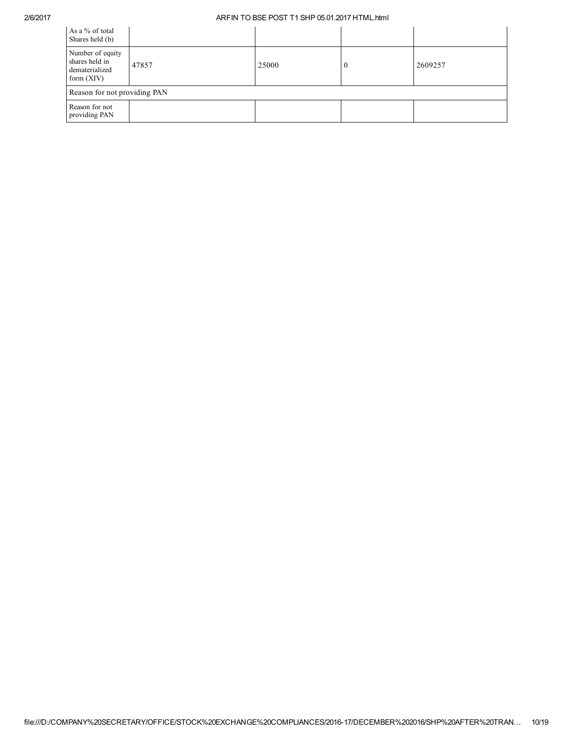| As a % of total Shares held (b) | | | | |
|---|---|---|---|---|
| Number of equity shares held in dematerialized form (XIV) | 47857 | 25000 | 0 | 2609257 |
| Reason for not providing PAN | | | | |
| Reason for not providing PAN | | | | |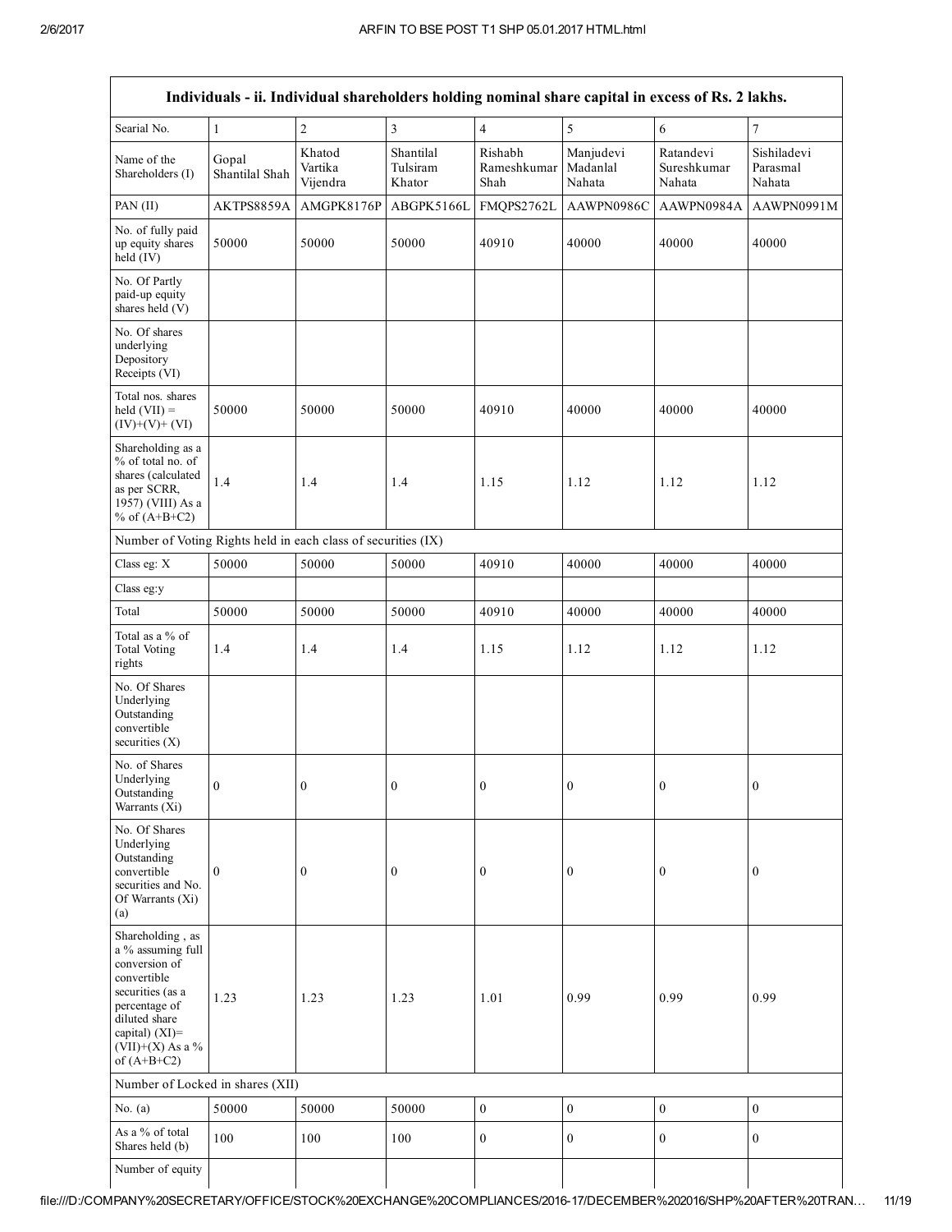| Individuals - ii. Individual shareholders holding nominal share capital in excess of Rs. 2 lakhs. | | | | | | | |
|---|---|---|---|---|---|---|---|
| Searial No. | 1 | 2 | 3 | 4 | 5 | 6 | 7 |
| Name of the Shareholders (I) | Gopal Shantilal Shah | Khatod Vartika Vijendra | Shantilal Tulsiram Khator | Rishabh Rameshkumar Shah | Manjudevi Madanlal Nahata | Ratandevi Sureshkumar Nahata | Sishiladevi Parasmal Nahata |
| PAN (II) | AKTPS8859A | AMGPK8176P | ABGPK5166L | FMQPS2762L | AAWPN0986C | AAWPN0984A | AAWPN0991M |
| No. of fully paid up equity shares held (IV) | 50000 | 50000 | 50000 | 40910 | 40000 | 40000 | 40000 |
| No. Of Partly paid-up equity shares held (V) | | | | | | | |
| No. Of shares underlying Depository Receipts (VI) | | | | | | | |
| Total nos. shares held (VII) = (IV)+(V)+ (VI) | 50000 | 50000 | 50000 | 40910 | 40000 | 40000 | 40000 |
| Shareholding as a % of total no. of shares (calculated as per SCRR, 1957) (VIII) As a % of (A+B+C2) | 1.4 | 1.4 | 1.4 | 1.15 | 1.12 | 1.12 | 1.12 |
| Number of Voting Rights held in each class of securities (IX) | | | | | | | |
| Class eg: X | 50000 | 50000 | 50000 | 40910 | 40000 | 40000 | 40000 |
| Class eg:y | | | | | | | |
| Total | 50000 | 50000 | 50000 | 40910 | 40000 | 40000 | 40000 |
| Total as a % of Total Voting rights | 1.4 | 1.4 | 1.4 | 1.15 | 1.12 | 1.12 | 1.12 |
| No. Of Shares Underlying Outstanding convertible securities (X) | | | | | | | |
| No. of Shares Underlying Outstanding Warrants (Xi) | 0 | 0 | 0 | 0 | 0 | 0 | 0 |
| No. Of Shares Underlying Outstanding convertible securities and No. Of Warrants (Xi) (a) | 0 | 0 | 0 | 0 | 0 | 0 | 0 |
| Shareholding , as a % assuming full conversion of convertible securities (as a percentage of diluted share capital) (XI)= (VII)+(X) As a % of (A+B+C2) | 1.23 | 1.23 | 1.23 | 1.01 | 0.99 | 0.99 | 0.99 |
| Number of Locked in shares (XII) | | | | | | | |
| No. (a) | 50000 | 50000 | 50000 | 0 | 0 | 0 | 0 |
| As a % of total Shares held (b) | 100 | 100 | 100 | 0 | 0 | 0 | 0 |
| Number of equity | | | | | | | |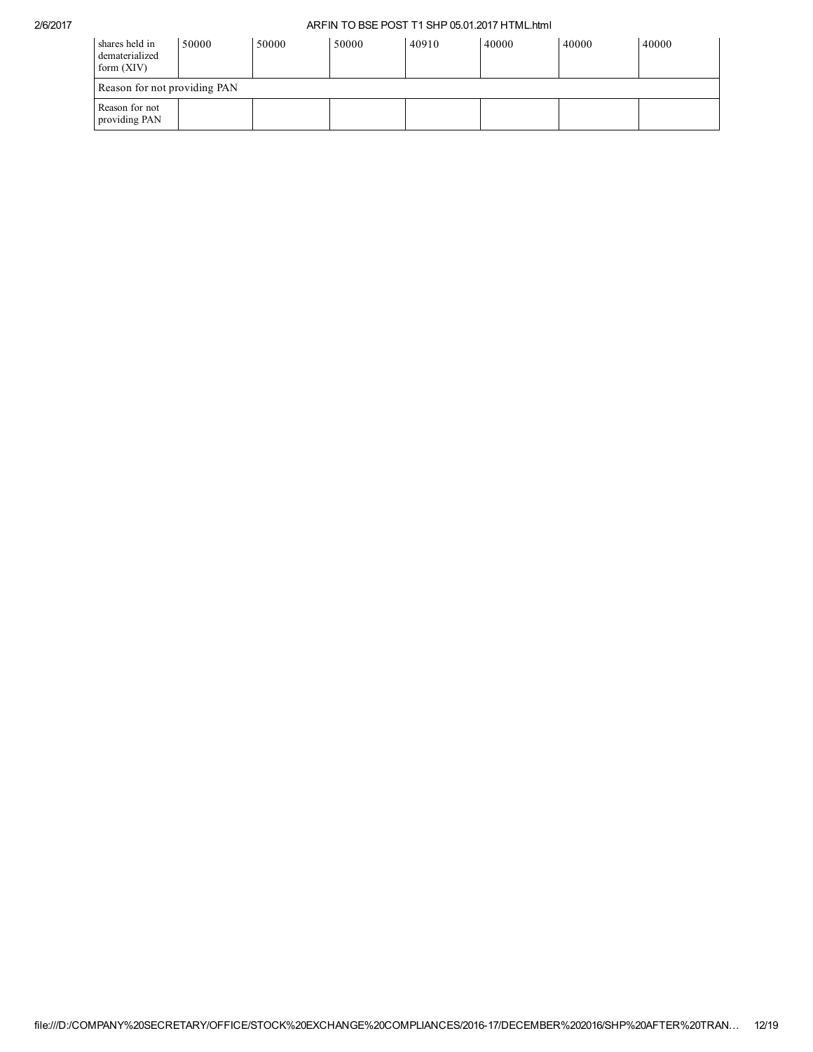| | | | | | | | |
|---|---|---|---|---|---|---|---|
| shares held in dematerialized form (XIV) | 50000 | 50000 | 50000 | 40910 | 40000 | 40000 | 40000 |
| Reason for not providing PAN | | | | | | | |
| Reason for not providing PAN | | | | | | | |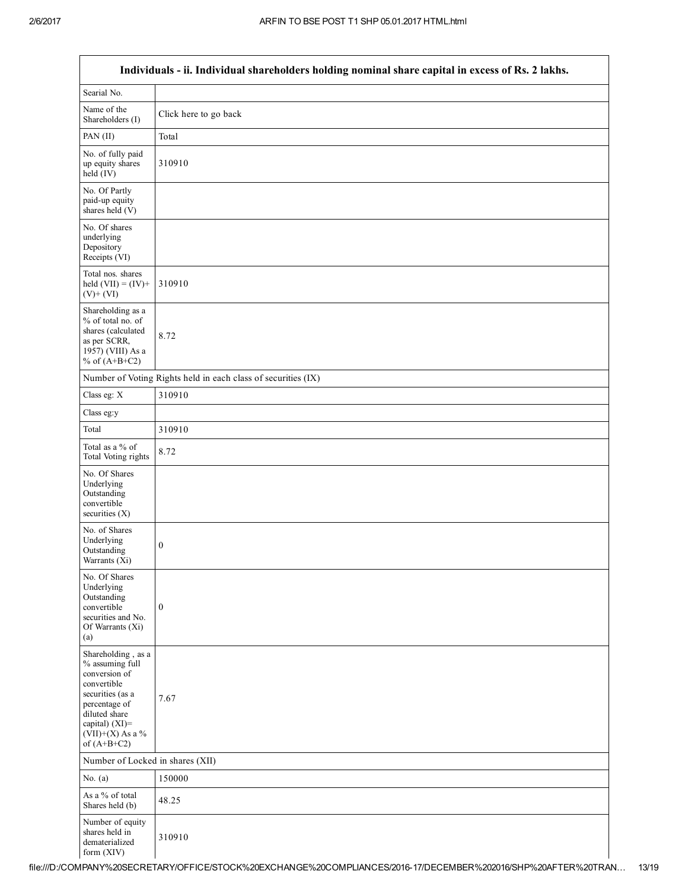| Individuals - ii. Individual shareholders holding nominal share capital in excess of Rs. 2 lakhs. | |
|---|---|
| Searial No. | |
| Name of the Shareholders (I) | Click here to go back |
| PAN (II) | Total |
| No. of fully paid up equity shares held (IV) | 310910 |
| No. Of Partly paid-up equity shares held (V) | |
| No. Of shares underlying Depository Receipts (VI) | |
| Total nos. shares held (VII) = (IV)+ (V)+ (VI) | 310910 |
| Shareholding as a % of total no. of shares (calculated as per SCRR, 1957) (VIII) As a % of (A+B+C2) | 8.72 |
| Number of Voting Rights held in each class of securities (IX) | |
| Class eg: X | 310910 |
| Class eg:y | |
| Total | 310910 |
| Total as a % of Total Voting rights | 8.72 |
| No. Of Shares Underlying Outstanding convertible securities (X) | |
| No. of Shares Underlying Outstanding Warrants (Xi) | 0 |
| No. Of Shares Underlying Outstanding convertible securities and No. Of Warrants (Xi) (a) | 0 |
| Shareholding , as a % assuming full conversion of convertible securities (as a percentage of diluted share capital) (XI)= (VII)+(X) As a % of (A+B+C2) | 7.67 |
| Number of Locked in shares (XII) | |
| No. (a) | 150000 |
| As a % of total Shares held (b) | 48.25 |
| Number of equity shares held in dematerialized form (XIV) | 310910 |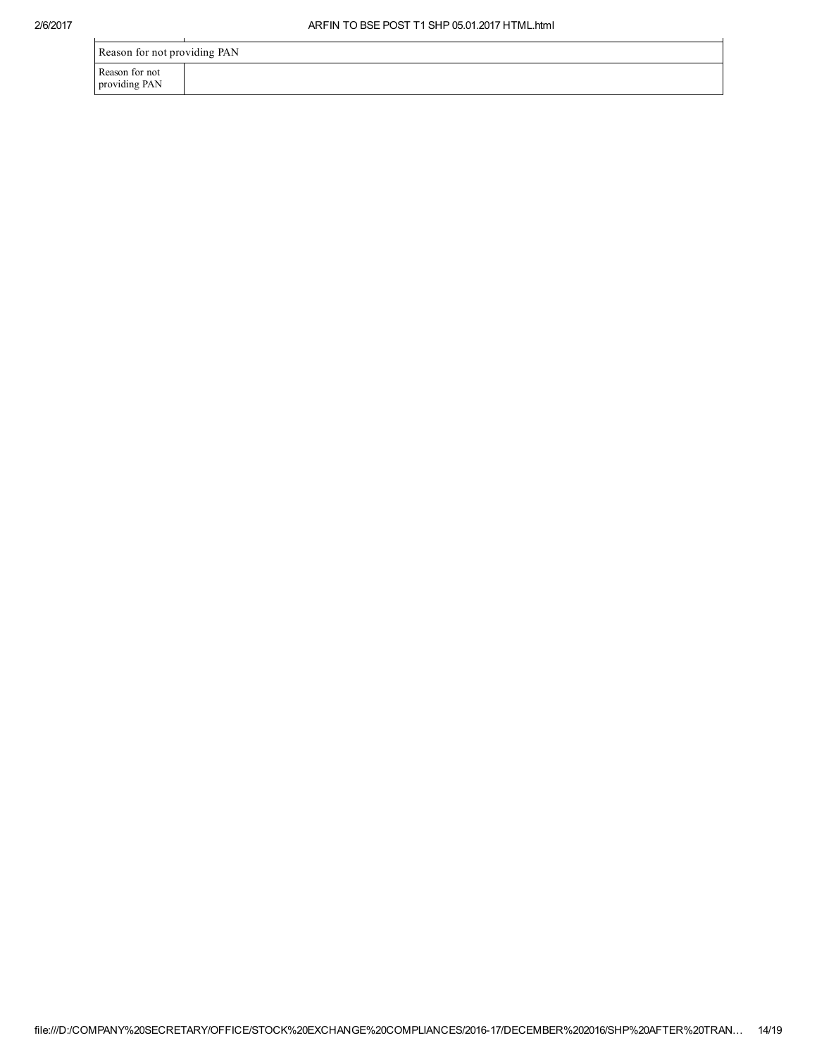| Reason for not providing PAN | |
|---|---|
| Reason for not providing PAN | |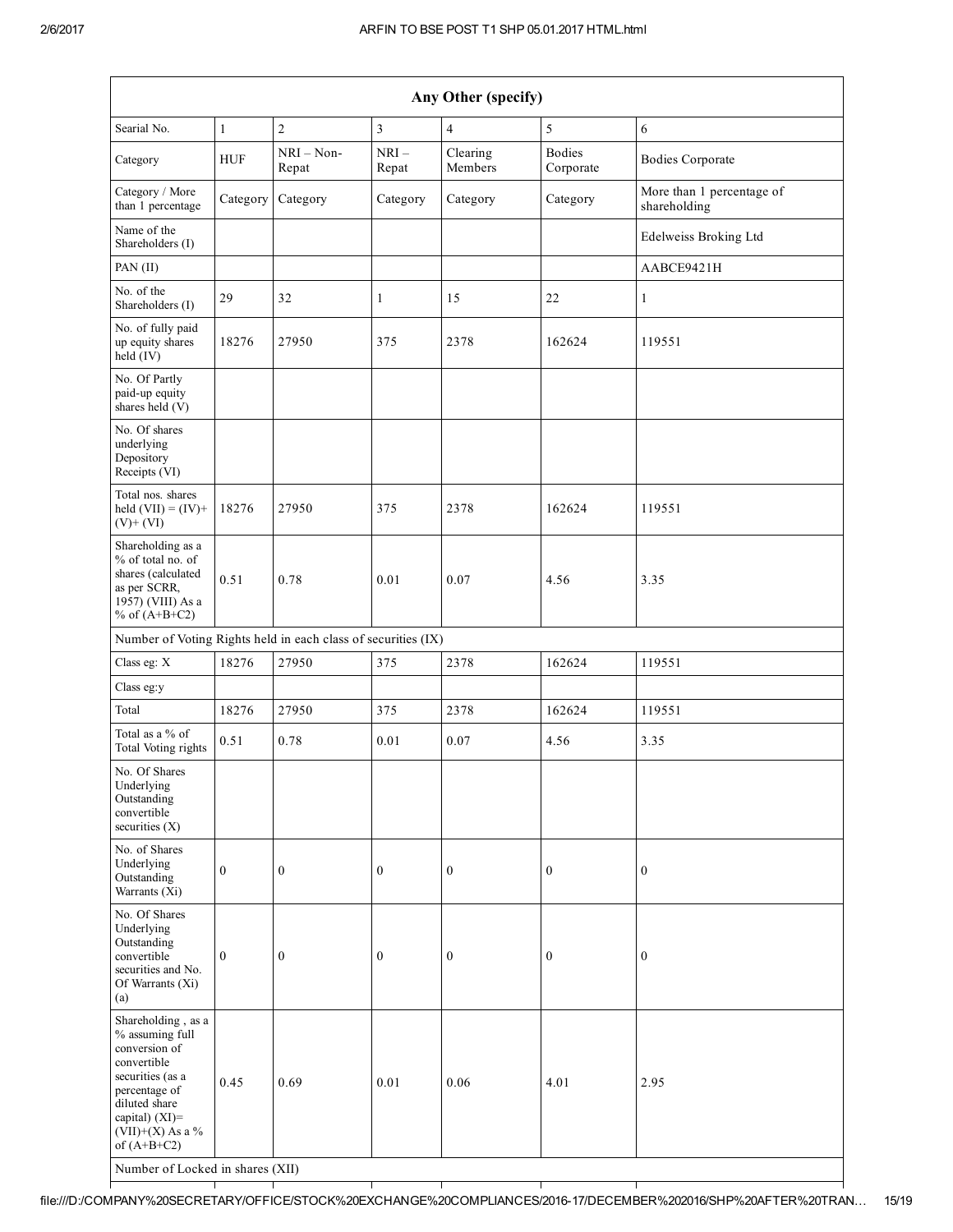| Any Other (specify) | | | | | | |
|---|---|---|---|---|---|---|
| Searial No. | 1 | 2 | 3 | 4 | 5 | 6 |
| Category | HUF | NRI – Non-Repat | NRI – Repat | Clearing Members | Bodies Corporate | Bodies Corporate |
| Category / More than 1 percentage | Category | Category | Category | Category | Category | More than 1 percentage of shareholding |
| Name of the Shareholders (I) | | | | | | Edelweiss Broking Ltd |
| PAN (II) | | | | | | AABCE9421H |
| No. of the Shareholders (I) | 29 | 32 | 1 | 15 | 22 | 1 |
| No. of fully paid up equity shares held (IV) | 18276 | 27950 | 375 | 2378 | 162624 | 119551 |
| No. Of Partly paid-up equity shares held (V) | | | | | | |
| No. Of shares underlying Depository Receipts (VI) | | | | | | |
| Total nos. shares held (VII) = (IV)+(V)+ (VI) | 18276 | 27950 | 375 | 2378 | 162624 | 119551 |
| Shareholding as a % of total no. of shares (calculated as per SCRR, 1957) (VIII) As a % of (A+B+C2) | 0.51 | 0.78 | 0.01 | 0.07 | 4.56 | 3.35 |
| Number of Voting Rights held in each class of securities (IX) | | | | | | |
| Class eg: X | 18276 | 27950 | 375 | 2378 | 162624 | 119551 |
| Class eg:y | | | | | | |
| Total | 18276 | 27950 | 375 | 2378 | 162624 | 119551 |
| Total as a % of Total Voting rights | 0.51 | 0.78 | 0.01 | 0.07 | 4.56 | 3.35 |
| No. Of Shares Underlying Outstanding convertible securities (X) | | | | | | |
| No. of Shares Underlying Outstanding Warrants (Xi) | 0 | 0 | 0 | 0 | 0 | 0 |
| No. Of Shares Underlying Outstanding convertible securities and No. Of Warrants (Xi) (a) | 0 | 0 | 0 | 0 | 0 | 0 |
| Shareholding , as a % assuming full conversion of convertible securities (as a percentage of diluted share capital) (XI)= (VII)+(X) As a % of (A+B+C2) | 0.45 | 0.69 | 0.01 | 0.06 | 4.01 | 2.95 |
| Number of Locked in shares (XII) | | | | | | |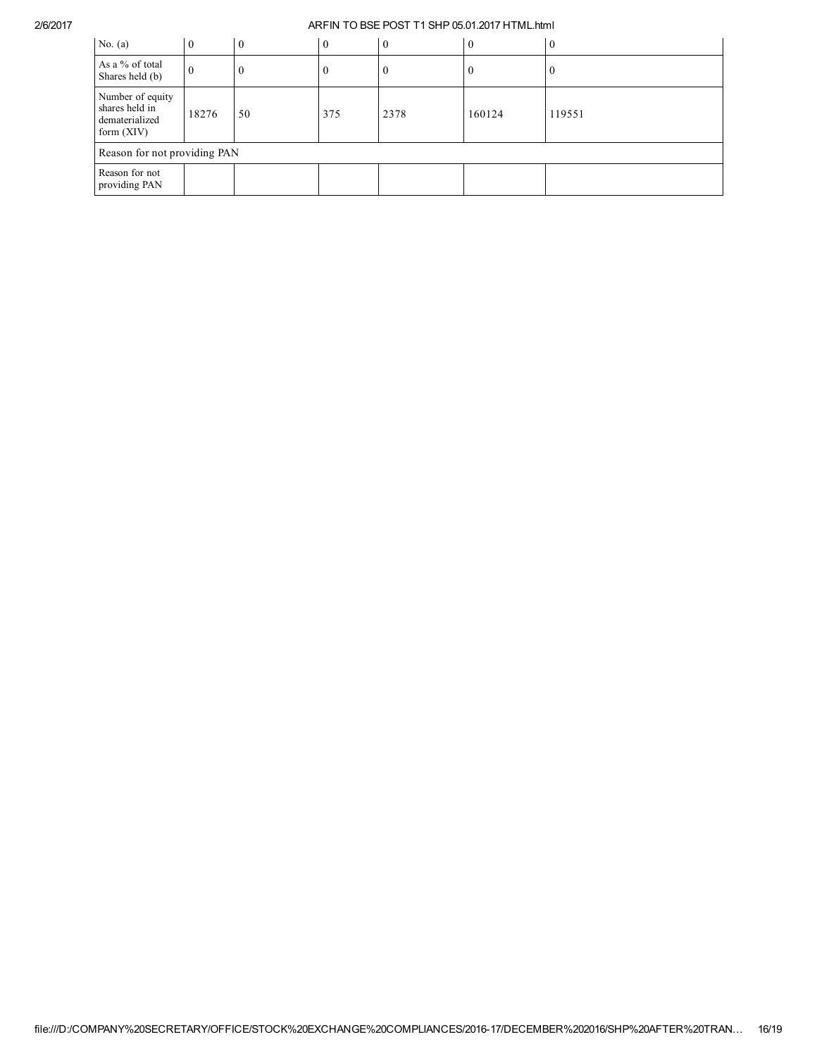| | | | | | | |
|---|---|---|---|---|---|---|
| No. (a) | 0 | 0 | 0 | 0 | 0 | 0 |
| As a % of total Shares held (b) | 0 | 0 | 0 | 0 | 0 | 0 |
| Number of equity shares held in dematerialized form (XIV) | 18276 | 50 | 375 | 2378 | 160124 | 119551 |
| Reason for not providing PAN | | | | | | |
| Reason for not providing PAN | | | | | | |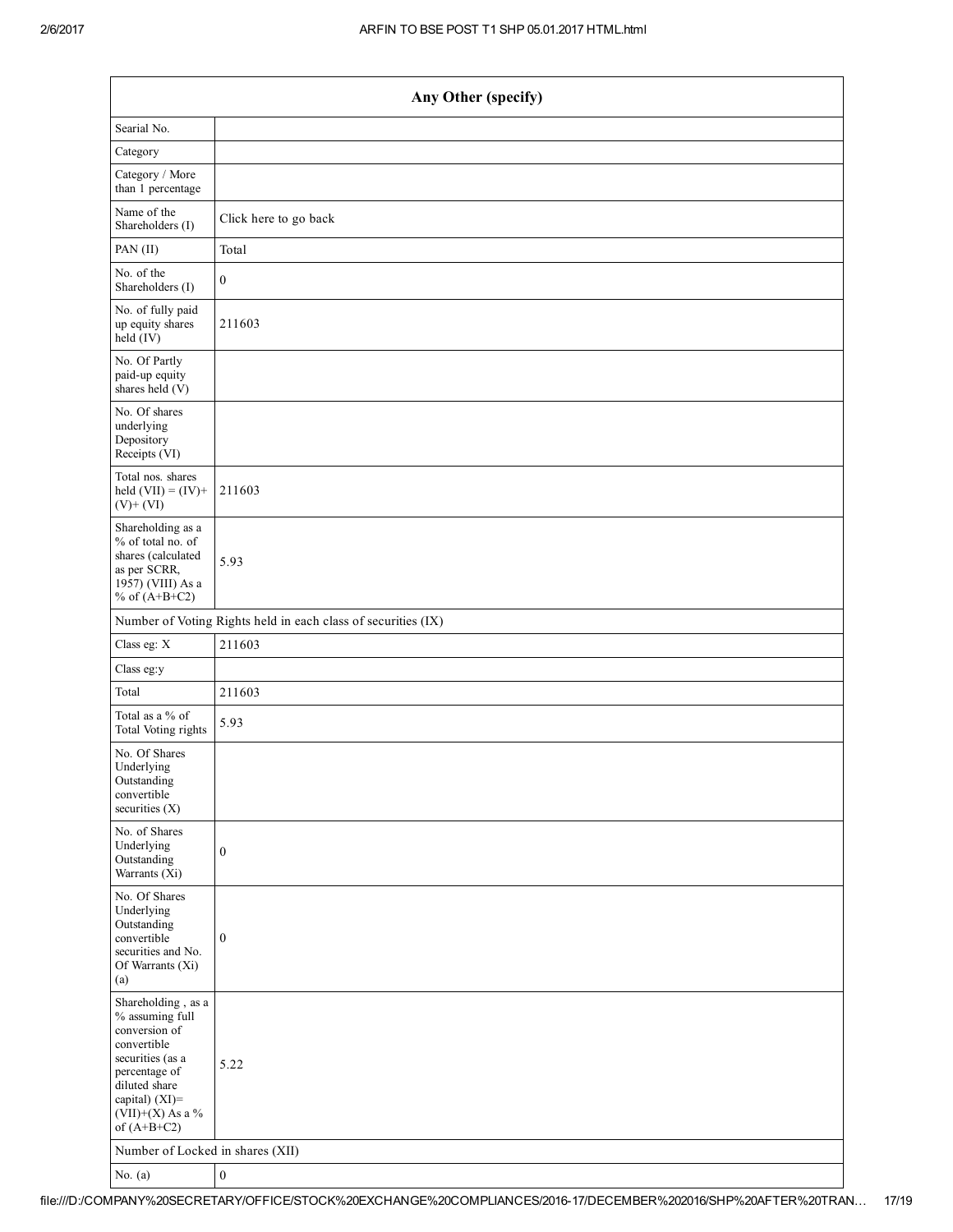| Any Other (specify) | |
|---|---|
| Searial No. | |
| Category | |
| Category / More than 1 percentage | |
| Name of the Shareholders (I) | Click here to go back |
| PAN (II) | Total |
| No. of the Shareholders (I) | 0 |
| No. of fully paid up equity shares held (IV) | 211603 |
| No. Of Partly paid-up equity shares held (V) | |
| No. Of shares underlying Depository Receipts (VI) | |
| Total nos. shares held (VII) = (IV)+ (V)+ (VI) | 211603 |
| Shareholding as a % of total no. of shares (calculated as per SCRR, 1957) (VIII) As a % of (A+B+C2) | 5.93 |
| Number of Voting Rights held in each class of securities (IX) | |
| Class eg: X | 211603 |
| Class eg:y | |
| Total | 211603 |
| Total as a % of Total Voting rights | 5.93 |
| No. Of Shares Underlying Outstanding convertible securities (X) | |
| No. of Shares Underlying Outstanding Warrants (Xi) | 0 |
| No. Of Shares Underlying Outstanding convertible securities and No. Of Warrants (Xi) (a) | 0 |
| Shareholding , as a % assuming full conversion of convertible securities (as a percentage of diluted share capital) (XI)= (VII)+(X) As a % of (A+B+C2) | 5.22 |
| Number of Locked in shares (XII) | |
| No. (a) | 0 |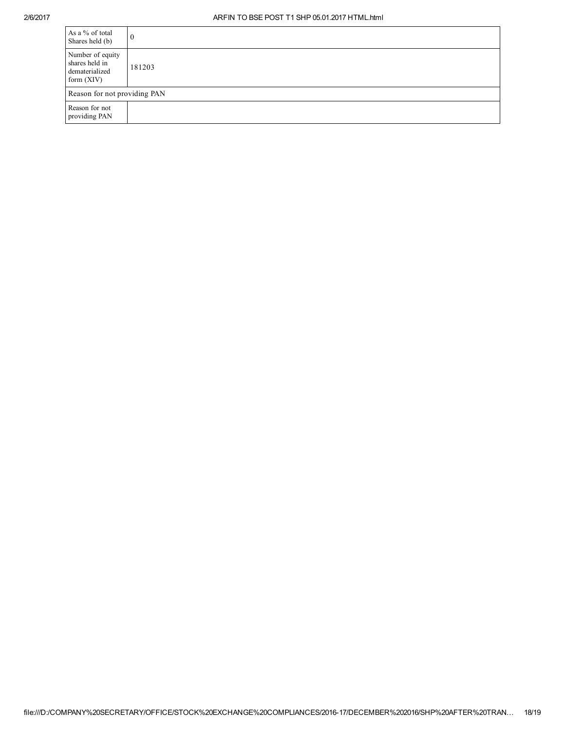| | |
|---|---|
| As a % of total Shares held (b) | 0 |
| Number of equity shares held in dematerialized form (XIV) | 181203 |
| Reason for not providing PAN | |
| Reason for not providing PAN | |